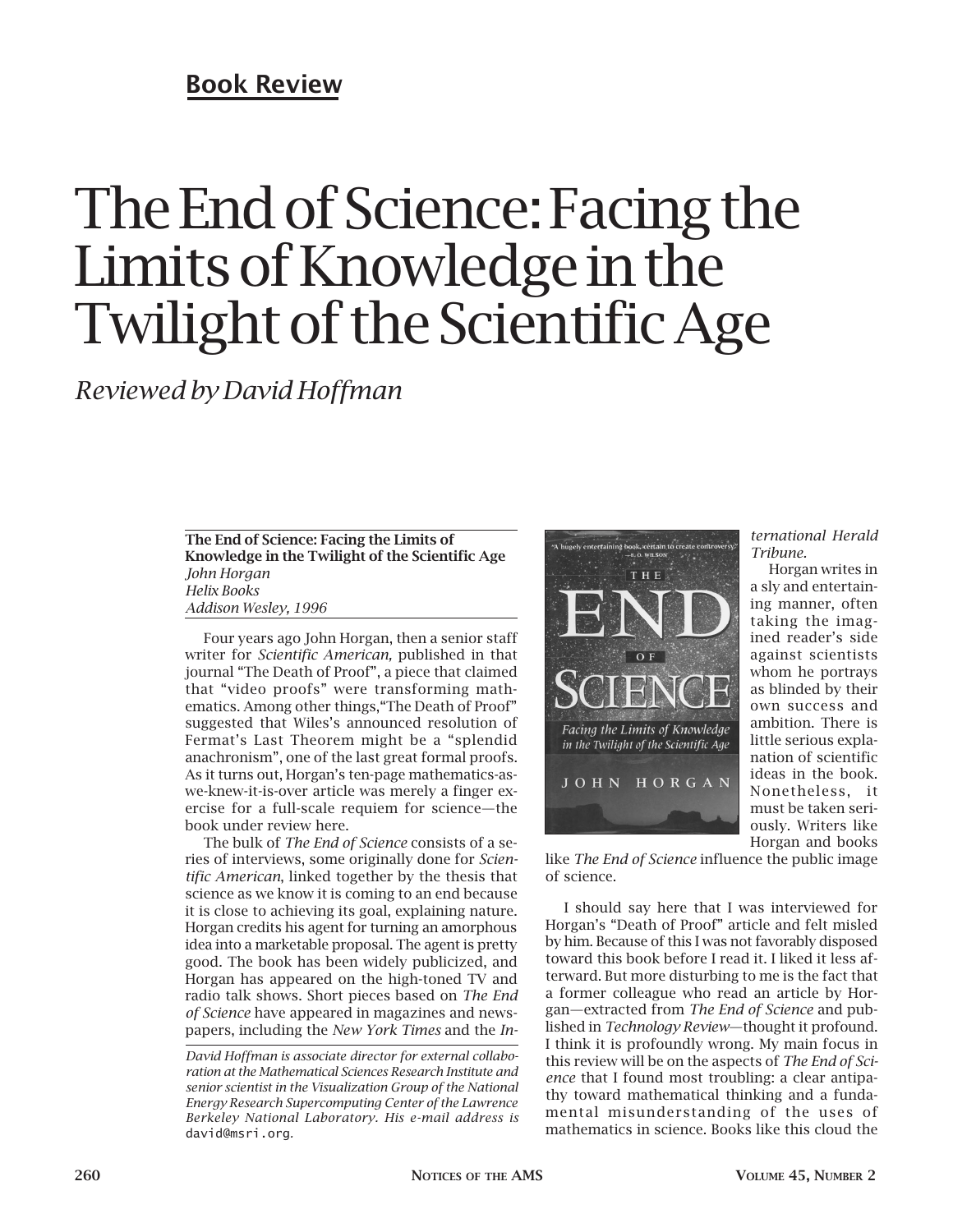## Book Review

# The End of Science: Facing the Limits of Knowledge in the Twilight of the Scientific Age

*Reviewed by David Hoffman*

**The End of Science: Facing the Limits of Knowledge in the Twilight of the Scientific Age**
*John Horgan*
*Helix Books*
*Addison Wesley, 1996*

Four years ago John Horgan, then a senior staff writer for *Scientific American,* published in that journal "The Death of Proof", a piece that claimed that "video proofs" were transforming mathematics. Among other things,"The Death of Proof" suggested that Wiles's announced resolution of Fermat's Last Theorem might be a "splendid anachronism", one of the last great formal proofs. As it turns out, Horgan's ten-page mathematics-as-we-knew-it-is-over article was merely a finger exercise for a full-scale requiem for science—the book under review here.

The bulk of *The End of Science* consists of a series of interviews, some originally done for *Scientific American*, linked together by the thesis that science as we know it is coming to an end because it is close to achieving its goal, explaining nature. Horgan credits his agent for turning an amorphous idea into a marketable proposal. The agent is pretty good. The book has been widely publicized, and Horgan has appeared on the high-toned TV and radio talk shows. Short pieces based on *The End of Science* have appeared in magazines and newspapers, including the *New York Times* and the *International Herald Tribune.*

Horgan writes in a sly and entertaining manner, often taking the imagined reader's side against scientists whom he portrays as blinded by their own success and ambition. There is little serious explanation of scientific ideas in the book. Nonetheless, it must be taken seriously. Writers like Horgan and books like *The End of Science* influence the public image of science.

I should say here that I was interviewed for Horgan's "Death of Proof" article and felt misled by him. Because of this I was not favorably disposed toward this book before I read it. I liked it less afterward. But more disturbing to me is the fact that a former colleague who read an article by Horgan—extracted from *The End of Science* and published in *Technology Review*—thought it profound. I think it is profoundly wrong. My main focus in this review will be on the aspects of *The End of Science* that I found most troubling: a clear antipathy toward mathematical thinking and a fundamental misunderstanding of the uses of mathematics in science. Books like this cloud the

*David Hoffman is associate director for external collaboration at the Mathematical Sciences Research Institute and senior scientist in the Visualization Group of the National Energy Research Supercomputing Center of the Lawrence Berkeley National Laboratory. His e-mail address is* `david@msri.org`.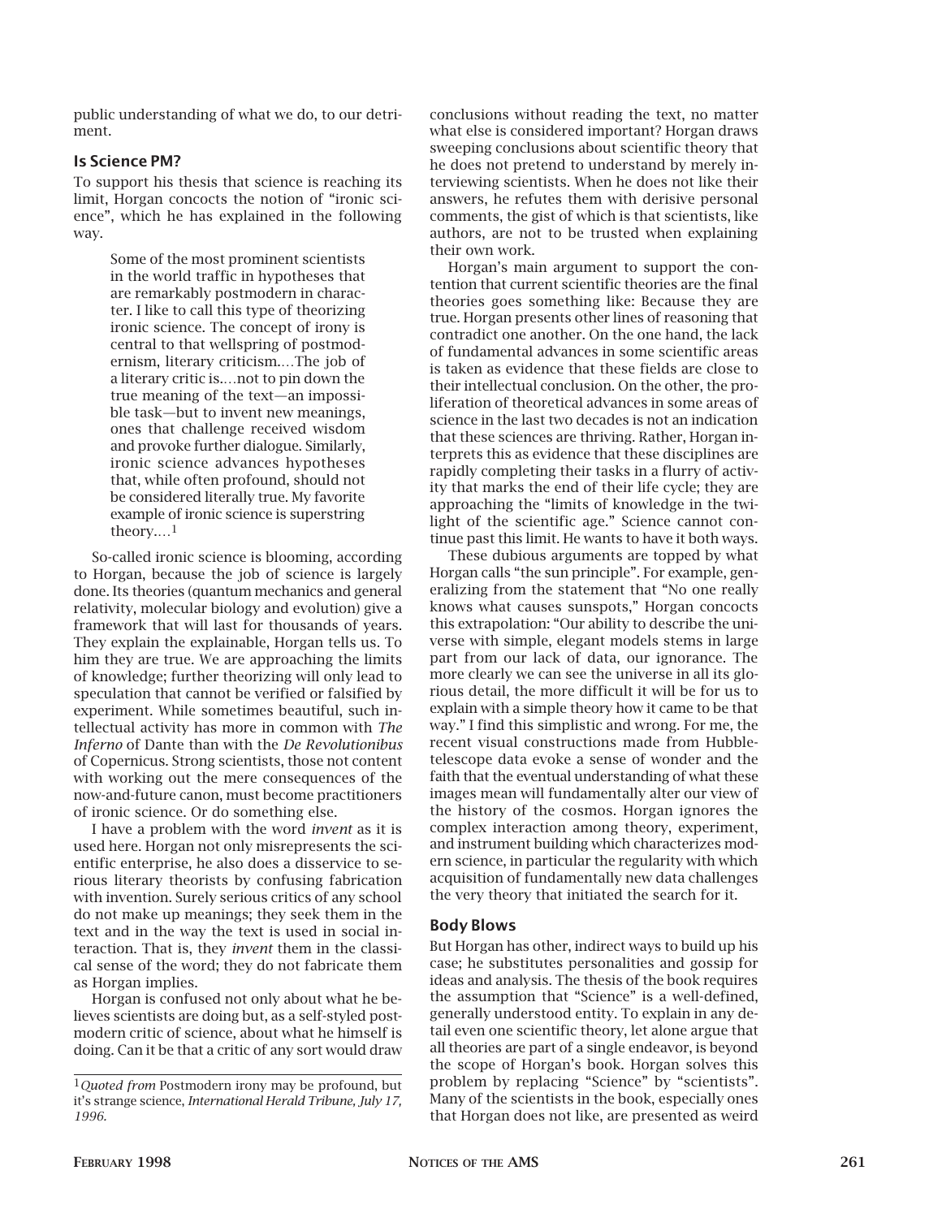public understanding of what we do, to our detriment.

## Is Science PM?

To support his thesis that science is reaching its limit, Horgan concocts the notion of "ironic science", which he has explained in the following way.

> Some of the most prominent scientists in the world traffic in hypotheses that are remarkably postmodern in character. I like to call this type of theorizing ironic science. The concept of irony is central to that wellspring of postmodernism, literary criticism.…The job of a literary critic is.…not to pin down the true meaning of the text—an impossible task—but to invent new meanings, ones that challenge received wisdom and provoke further dialogue. Similarly, ironic science advances hypotheses that, while often profound, should not be considered literally true. My favorite example of ironic science is superstring theory.…[1]

So-called ironic science is blooming, according to Horgan, because the job of science is largely done. Its theories (quantum mechanics and general relativity, molecular biology and evolution) give a framework that will last for thousands of years. They explain the explainable, Horgan tells us. To him they are true. We are approaching the limits of knowledge; further theorizing will only lead to speculation that cannot be verified or falsified by experiment. While sometimes beautiful, such intellectual activity has more in common with *The Inferno* of Dante than with the *De Revolutionibus* of Copernicus. Strong scientists, those not content with working out the mere consequences of the now-and-future canon, must become practitioners of ironic science. Or do something else.

I have a problem with the word *invent* as it is used here. Horgan not only misrepresents the scientific enterprise, he also does a disservice to serious literary theorists by confusing fabrication with invention. Surely serious critics of any school do not make up meanings; they seek them in the text and in the way the text is used in social interaction. That is, they *invent* them in the classical sense of the word; they do not fabricate them as Horgan implies.

Horgan is confused not only about what he believes scientists are doing but, as a self-styled postmodern critic of science, about what he himself is doing. Can it be that a critic of any sort would draw conclusions without reading the text, no matter what else is considered important? Horgan draws sweeping conclusions about scientific theory that he does not pretend to understand by merely interviewing scientists. When he does not like their answers, he refutes them with derisive personal comments, the gist of which is that scientists, like authors, are not to be trusted when explaining their own work.

Horgan's main argument to support the contention that current scientific theories are the final theories goes something like: Because they are true. Horgan presents other lines of reasoning that contradict one another. On the one hand, the lack of fundamental advances in some scientific areas is taken as evidence that these fields are close to their intellectual conclusion. On the other, the proliferation of theoretical advances in some areas of science in the last two decades is not an indication that these sciences are thriving. Rather, Horgan interprets this as evidence that these disciplines are rapidly completing their tasks in a flurry of activity that marks the end of their life cycle; they are approaching the "limits of knowledge in the twilight of the scientific age." Science cannot continue past this limit. He wants to have it both ways.

These dubious arguments are topped by what Horgan calls "the sun principle". For example, generalizing from the statement that "No one really knows what causes sunspots," Horgan concocts this extrapolation: "Our ability to describe the universe with simple, elegant models stems in large part from our lack of data, our ignorance. The more clearly we can see the universe in all its glorious detail, the more difficult it will be for us to explain with a simple theory how it came to be that way." I find this simplistic and wrong. For me, the recent visual constructions made from Hubble-telescope data evoke a sense of wonder and the faith that the eventual understanding of what these images mean will fundamentally alter our view of the history of the cosmos. Horgan ignores the complex interaction among theory, experiment, and instrument building which characterizes modern science, in particular the regularity with which acquisition of fundamentally new data challenges the very theory that initiated the search for it.

## Body Blows

But Horgan has other, indirect ways to build up his case; he substitutes personalities and gossip for ideas and analysis. The thesis of the book requires the assumption that "Science" is a well-defined, generally understood entity. To explain in any detail even one scientific theory, let alone argue that all theories are part of a single endeavor, is beyond the scope of Horgan's book. Horgan solves this problem by replacing "Science" by "scientists". Many of the scientists in the book, especially ones that Horgan does not like, are presented as weird

[1] *Quoted from* Postmodern irony may be profound, but it's strange science, *International Herald Tribune, July 17, 1996.*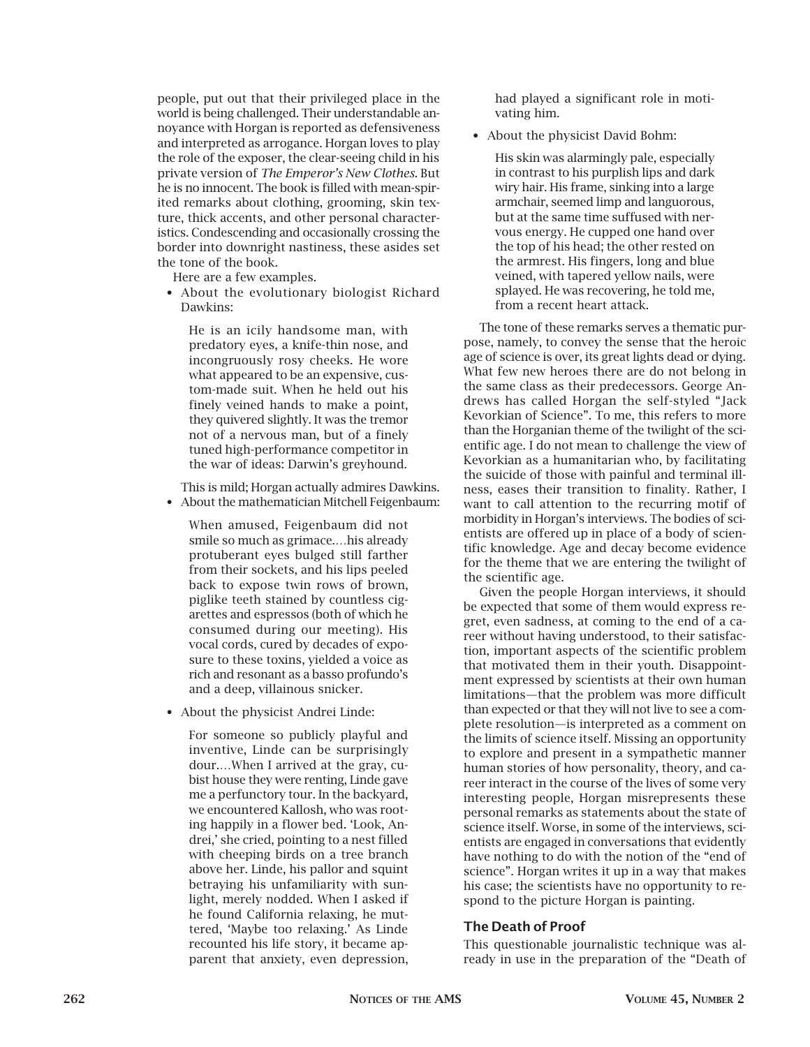people, put out that their privileged place in the world is being challenged. Their understandable annoyance with Horgan is reported as defensiveness and interpreted as arrogance. Horgan loves to play the role of the exposer, the clear-seeing child in his private version of *The Emperor's New Clothes*. But he is no innocent. The book is filled with mean-spirited remarks about clothing, grooming, skin texture, thick accents, and other personal characteristics. Condescending and occasionally crossing the border into downright nastiness, these asides set the tone of the book.

Here are a few examples.

- About the evolutionary biologist Richard Dawkins:

  > He is an icily handsome man, with predatory eyes, a knife-thin nose, and incongruously rosy cheeks. He wore what appeared to be an expensive, custom-made suit. When he held out his finely veined hands to make a point, they quivered slightly. It was the tremor not of a nervous man, but of a finely tuned high-performance competitor in the war of ideas: Darwin's greyhound.

  This is mild; Horgan actually admires Dawkins.

- About the mathematician Mitchell Feigenbaum:

  > When amused, Feigenbaum did not smile so much as grimace.…his already protuberant eyes bulged still farther from their sockets, and his lips peeled back to expose twin rows of brown, piglike teeth stained by countless cigarettes and espressos (both of which he consumed during our meeting). His vocal cords, cured by decades of exposure to these toxins, yielded a voice as rich and resonant as a basso profundo's and a deep, villainous snicker.

- About the physicist Andrei Linde:

  > For someone so publicly playful and inventive, Linde can be surprisingly dour.…When I arrived at the gray, cubist house they were renting, Linde gave me a perfunctory tour. In the backyard, we encountered Kallosh, who was rooting happily in a flower bed. 'Look, Andrei,' she cried, pointing to a nest filled with cheeping birds on a tree branch above her. Linde, his pallor and squint betraying his unfamiliarity with sunlight, merely nodded. When I asked if he found California relaxing, he muttered, 'Maybe too relaxing.' As Linde recounted his life story, it became apparent that anxiety, even depression, had played a significant role in motivating him.

- About the physicist David Bohm:

  > His skin was alarmingly pale, especially in contrast to his purplish lips and dark wiry hair. His frame, sinking into a large armchair, seemed limp and languorous, but at the same time suffused with nervous energy. He cupped one hand over the top of his head; the other rested on the armrest. His fingers, long and blue veined, with tapered yellow nails, were splayed. He was recovering, he told me, from a recent heart attack.

The tone of these remarks serves a thematic purpose, namely, to convey the sense that the heroic age of science is over, its great lights dead or dying. What few new heroes there are do not belong in the same class as their predecessors. George Andrews has called Horgan the self-styled "Jack Kevorkian of Science". To me, this refers to more than the Horganian theme of the twilight of the scientific age. I do not mean to challenge the view of Kevorkian as a humanitarian who, by facilitating the suicide of those with painful and terminal illness, eases their transition to finality. Rather, I want to call attention to the recurring motif of morbidity in Horgan's interviews. The bodies of scientists are offered up in place of a body of scientific knowledge. Age and decay become evidence for the theme that we are entering the twilight of the scientific age.

Given the people Horgan interviews, it should be expected that some of them would express regret, even sadness, at coming to the end of a career without having understood, to their satisfaction, important aspects of the scientific problem that motivated them in their youth. Disappointment expressed by scientists at their own human limitations—that the problem was more difficult than expected or that they will not live to see a complete resolution—is interpreted as a comment on the limits of science itself. Missing an opportunity to explore and present in a sympathetic manner human stories of how personality, theory, and career interact in the course of the lives of some very interesting people, Horgan misrepresents these personal remarks as statements about the state of science itself. Worse, in some of the interviews, scientists are engaged in conversations that evidently have nothing to do with the notion of the "end of science". Horgan writes it up in a way that makes his case; the scientists have no opportunity to respond to the picture Horgan is painting.

## The Death of Proof

This questionable journalistic technique was already in use in the preparation of the "Death of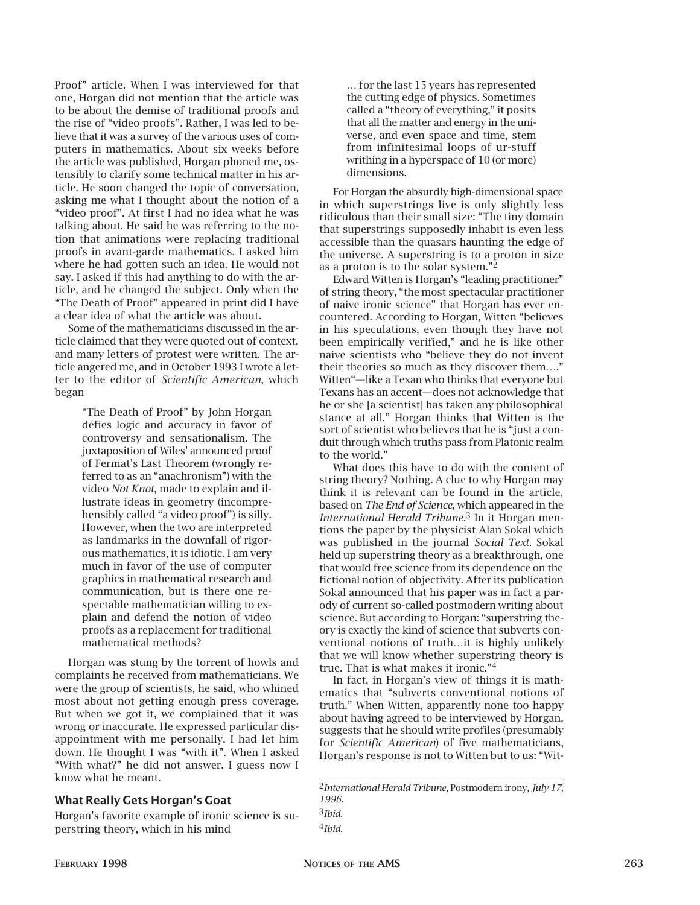Proof" article. When I was interviewed for that one, Horgan did not mention that the article was to be about the demise of traditional proofs and the rise of "video proofs". Rather, I was led to believe that it was a survey of the various uses of computers in mathematics. About six weeks before the article was published, Horgan phoned me, ostensibly to clarify some technical matter in his article. He soon changed the topic of conversation, asking me what I thought about the notion of a "video proof". At first I had no idea what he was talking about. He said he was referring to the notion that animations were replacing traditional proofs in avant-garde mathematics. I asked him where he had gotten such an idea. He would not say. I asked if this had anything to do with the article, and he changed the subject. Only when the "The Death of Proof" appeared in print did I have a clear idea of what the article was about.

Some of the mathematicians discussed in the article claimed that they were quoted out of context, and many letters of protest were written. The article angered me, and in October 1993 I wrote a letter to the editor of *Scientific American*, which began

> "The Death of Proof" by John Horgan defies logic and accuracy in favor of controversy and sensationalism. The juxtaposition of Wiles' announced proof of Fermat's Last Theorem (wrongly referred to as an "anachronism") with the video *Not Knot*, made to explain and illustrate ideas in geometry (incomprehensibly called "a video proof") is silly. However, when the two are interpreted as landmarks in the downfall of rigorous mathematics, it is idiotic. I am very much in favor of the use of computer graphics in mathematical research and communication, but is there one respectable mathematician willing to explain and defend the notion of video proofs as a replacement for traditional mathematical methods?

Horgan was stung by the torrent of howls and complaints he received from mathematicians. We were the group of scientists, he said, who whined most about not getting enough press coverage. But when we got it, we complained that it was wrong or inaccurate. He expressed particular disappointment with me personally. I had let him down. He thought I was "with it". When I asked "With what?" he did not answer. I guess now I know what he meant.

## What Really Gets Horgan's Goat

Horgan's favorite example of ironic science is superstring theory, which in his mind

> … for the last 15 years has represented the cutting edge of physics. Sometimes called a "theory of everything," it posits that all the matter and energy in the universe, and even space and time, stem from infinitesimal loops of ur-stuff writhing in a hyperspace of 10 (or more) dimensions.

For Horgan the absurdly high-dimensional space in which superstrings live is only slightly less ridiculous than their small size: "The tiny domain that superstrings supposedly inhabit is even less accessible than the quasars haunting the edge of the universe. A superstring is to a proton in size as a proton is to the solar system."[2]

Edward Witten is Horgan's "leading practitioner" of string theory, "the most spectacular practitioner of naive ironic science" that Horgan has ever encountered. According to Horgan, Witten "believes in his speculations, even though they have not been empirically verified," and he is like other naive scientists who "believe they do not invent their theories so much as they discover them…." Witten"—like a Texan who thinks that everyone but Texans has an accent—does not acknowledge that he or she [a scientist] has taken any philosophical stance at all." Horgan thinks that Witten is the sort of scientist who believes that he is "just a conduit through which truths pass from Platonic realm to the world."

What does this have to do with the content of string theory? Nothing. A clue to why Horgan may think it is relevant can be found in the article, based on *The End of Science*, which appeared in the *International Herald Tribune*.[3] In it Horgan mentions the paper by the physicist Alan Sokal which was published in the journal *Social Text*. Sokal held up superstring theory as a breakthrough, one that would free science from its dependence on the fictional notion of objectivity. After its publication Sokal announced that his paper was in fact a parody of current so-called postmodern writing about science. But according to Horgan: "superstring theory is exactly the kind of science that subverts conventional notions of truth…it is highly unlikely that we will know whether superstring theory is true. That is what makes it ironic."[4]

In fact, in Horgan's view of things it is mathematics that "subverts conventional notions of truth." When Witten, apparently none too happy about having agreed to be interviewed by Horgan, suggests that he should write profiles (presumably for *Scientific American*) of five mathematicians, Horgan's response is not to Witten but to us: "Wit-

---

[2] *International Herald Tribune,* Postmodern irony*, July 17, 1996.*

[3] *Ibid.*

[4] *Ibid.*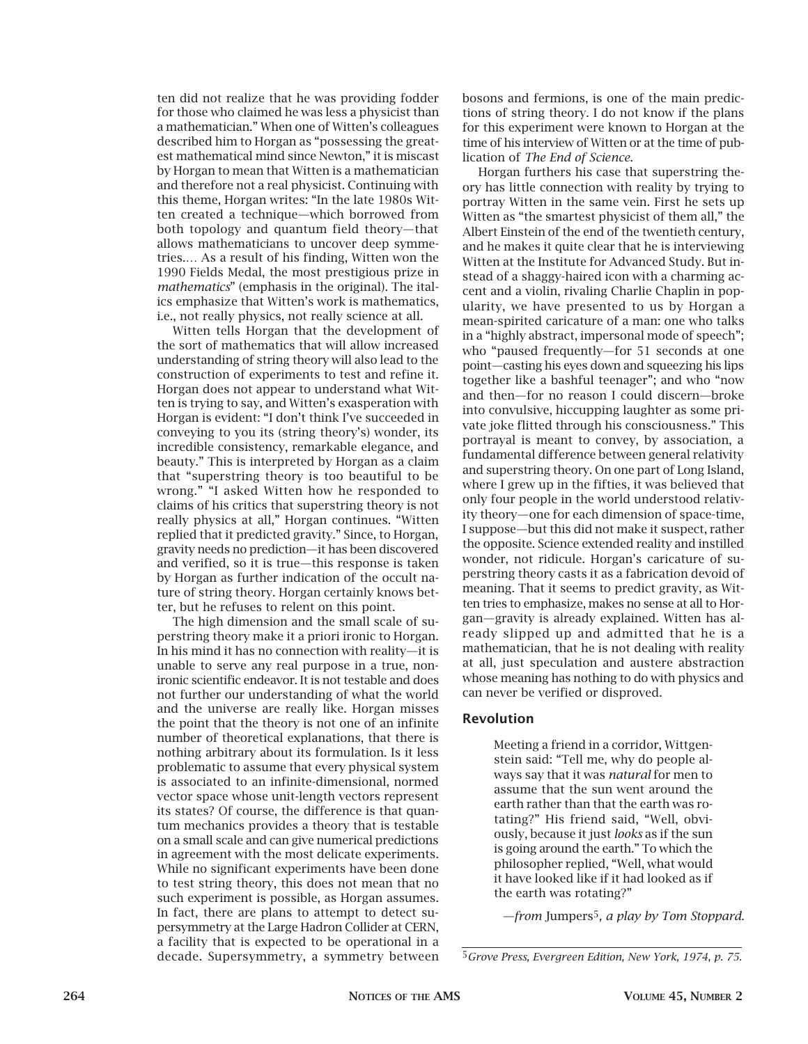ten did not realize that he was providing fodder for those who claimed he was less a physicist than a mathematician." When one of Witten's colleagues described him to Horgan as "possessing the greatest mathematical mind since Newton," it is miscast by Horgan to mean that Witten is a mathematician and therefore not a real physicist. Continuing with this theme, Horgan writes: "In the late 1980s Witten created a technique—which borrowed from both topology and quantum field theory—that allows mathematicians to uncover deep symmetries.… As a result of his finding, Witten won the 1990 Fields Medal, the most prestigious prize in *mathematics*" (emphasis in the original). The italics emphasize that Witten's work is mathematics, i.e., not really physics, not really science at all.

Witten tells Horgan that the development of the sort of mathematics that will allow increased understanding of string theory will also lead to the construction of experiments to test and refine it. Horgan does not appear to understand what Witten is trying to say, and Witten's exasperation with Horgan is evident: "I don't think I've succeeded in conveying to you its (string theory's) wonder, its incredible consistency, remarkable elegance, and beauty." This is interpreted by Horgan as a claim that "superstring theory is too beautiful to be wrong." "I asked Witten how he responded to claims of his critics that superstring theory is not really physics at all," Horgan continues. "Witten replied that it predicted gravity." Since, to Horgan, gravity needs no prediction—it has been discovered and verified, so it is true—this response is taken by Horgan as further indication of the occult nature of string theory. Horgan certainly knows better, but he refuses to relent on this point.

The high dimension and the small scale of superstring theory make it a priori ironic to Horgan. In his mind it has no connection with reality—it is unable to serve any real purpose in a true, nonironic scientific endeavor. It is not testable and does not further our understanding of what the world and the universe are really like. Horgan misses the point that the theory is not one of an infinite number of theoretical explanations, that there is nothing arbitrary about its formulation. Is it less problematic to assume that every physical system is associated to an infinite-dimensional, normed vector space whose unit-length vectors represent its states? Of course, the difference is that quantum mechanics provides a theory that is testable on a small scale and can give numerical predictions in agreement with the most delicate experiments. While no significant experiments have been done to test string theory, this does not mean that no such experiment is possible, as Horgan assumes. In fact, there are plans to attempt to detect supersymmetry at the Large Hadron Collider at CERN, a facility that is expected to be operational in a decade. Supersymmetry, a symmetry between bosons and fermions, is one of the main predictions of string theory. I do not know if the plans for this experiment were known to Horgan at the time of his interview of Witten or at the time of publication of *The End of Science*.

Horgan furthers his case that superstring theory has little connection with reality by trying to portray Witten in the same vein. First he sets up Witten as "the smartest physicist of them all," the Albert Einstein of the end of the twentieth century, and he makes it quite clear that he is interviewing Witten at the Institute for Advanced Study. But instead of a shaggy-haired icon with a charming accent and a violin, rivaling Charlie Chaplin in popularity, we have presented to us by Horgan a mean-spirited caricature of a man: one who talks in a "highly abstract, impersonal mode of speech"; who "paused frequently—for 51 seconds at one point—casting his eyes down and squeezing his lips together like a bashful teenager"; and who "now and then—for no reason I could discern—broke into convulsive, hiccupping laughter as some private joke flitted through his consciousness." This portrayal is meant to convey, by association, a fundamental difference between general relativity and superstring theory. On one part of Long Island, where I grew up in the fifties, it was believed that only four people in the world understood relativity theory—one for each dimension of space-time, I suppose—but this did not make it suspect, rather the opposite. Science extended reality and instilled wonder, not ridicule. Horgan's caricature of superstring theory casts it as a fabrication devoid of meaning. That it seems to predict gravity, as Witten tries to emphasize, makes no sense at all to Horgan—gravity is already explained. Witten has already slipped up and admitted that he is a mathematician, that he is not dealing with reality at all, just speculation and austere abstraction whose meaning has nothing to do with physics and can never be verified or disproved.

## Revolution

> Meeting a friend in a corridor, Wittgenstein said: "Tell me, why do people always say that it was *natural* for men to assume that the sun went around the earth rather than that the earth was rotating?" His friend said, "Well, obviously, because it just *looks* as if the sun is going around the earth." To which the philosopher replied, "Well, what would it have looked like if it had looked as if the earth was rotating?"
>
> —*from* Jumpers[5], *a play by Tom Stoppard.*

[5] *Grove Press, Evergreen Edition, New York, 1974, p. 75.*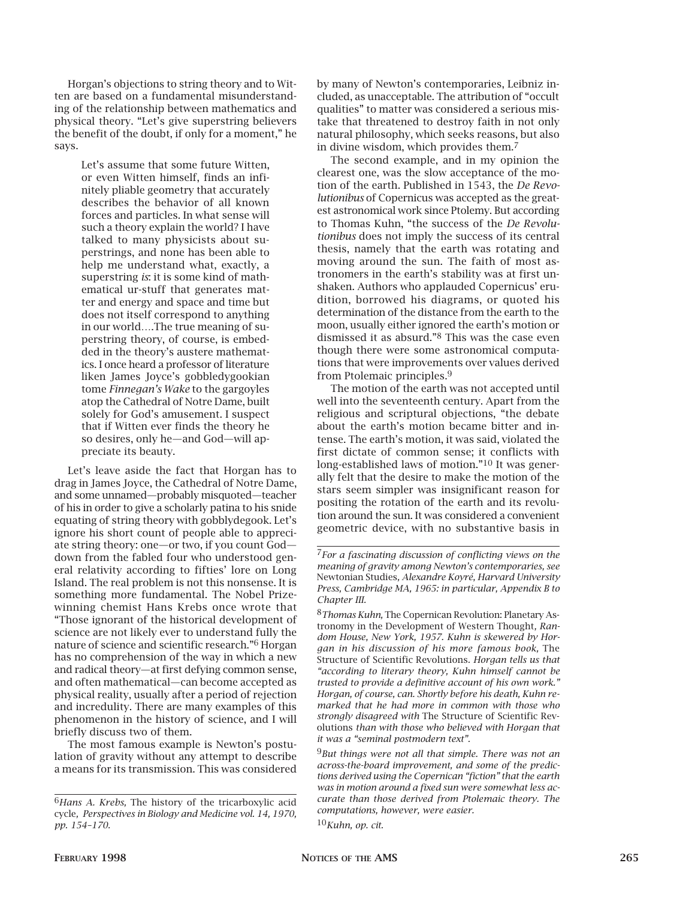Horgan's objections to string theory and to Witten are based on a fundamental misunderstanding of the relationship between mathematics and physical theory. "Let's give superstring believers the benefit of the doubt, if only for a moment," he says.

> Let's assume that some future Witten, or even Witten himself, finds an infinitely pliable geometry that accurately describes the behavior of all known forces and particles. In what sense will such a theory explain the world? I have talked to many physicists about superstrings, and none has been able to help me understand what, exactly, a superstring *is*: it is some kind of mathematical ur-stuff that generates matter and energy and space and time but does not itself correspond to anything in our world….The true meaning of superstring theory, of course, is embedded in the theory's austere mathematics. I once heard a professor of literature liken James Joyce's gobbledygookian tome *Finnegan's Wake* to the gargoyles atop the Cathedral of Notre Dame, built solely for God's amusement. I suspect that if Witten ever finds the theory he so desires, only he—and God—will appreciate its beauty.

Let's leave aside the fact that Horgan has to drag in James Joyce, the Cathedral of Notre Dame, and some unnamed—probably misquoted—teacher of his in order to give a scholarly patina to his snide equating of string theory with gobblydegook. Let's ignore his short count of people able to appreciate string theory: one—or two, if you count God—down from the fabled four who understood general relativity according to fifties' lore on Long Island. The real problem is not this nonsense. It is something more fundamental. The Nobel Prize-winning chemist Hans Krebs once wrote that "Those ignorant of the historical development of science are not likely ever to understand fully the nature of science and scientific research."[6] Horgan has no comprehension of the way in which a new and radical theory—at first defying common sense, and often mathematical—can become accepted as physical reality, usually after a period of rejection and incredulity. There are many examples of this phenomenon in the history of science, and I will briefly discuss two of them.

The most famous example is Newton's postulation of gravity without any attempt to describe a means for its transmission. This was considered by many of Newton's contemporaries, Leibniz included, as unacceptable. The attribution of "occult qualities" to matter was considered a serious mistake that threatened to destroy faith in not only natural philosophy, which seeks reasons, but also in divine wisdom, which provides them.[7]

The second example, and in my opinion the clearest one, was the slow acceptance of the motion of the earth. Published in 1543, the *De Revolutionibus* of Copernicus was accepted as the greatest astronomical work since Ptolemy. But according to Thomas Kuhn, "the success of the *De Revolutionibus* does not imply the success of its central thesis, namely that the earth was rotating and moving around the sun. The faith of most astronomers in the earth's stability was at first unshaken. Authors who applauded Copernicus' erudition, borrowed his diagrams, or quoted his determination of the distance from the earth to the moon, usually either ignored the earth's motion or dismissed it as absurd."[8] This was the case even though there were some astronomical computations that were improvements over values derived from Ptolemaic principles.[9]

The motion of the earth was not accepted until well into the seventeenth century. Apart from the religious and scriptural objections, "the debate about the earth's motion became bitter and intense. The earth's motion, it was said, violated the first dictate of common sense; it conflicts with long-established laws of motion."[10] It was generally felt that the desire to make the motion of the stars seem simpler was insignificant reason for positing the rotation of the earth and its revolution around the sun. It was considered a convenient geometric device, with no substantive basis in

---

[6] *Hans A. Krebs,* The history of the tricarboxylic acid cycle, *Perspectives in Biology and Medicine vol. 14, 1970, pp. 154–170.*

[7] *For a fascinating discussion of conflicting views on the meaning of gravity among Newton's contemporaries, see* Newtonian Studies, *Alexandre Koyré, Harvard University Press, Cambridge MA, 1965: in particular, Appendix B to Chapter III.*

[8] *Thomas Kuhn,* The Copernican Revolution: Planetary Astronomy in the Development of Western Thought, *Random House, New York, 1957. Kuhn is skewered by Horgan in his discussion of his more famous book,* The Structure of Scientific Revolutions. *Horgan tells us that "according to literary theory, Kuhn himself cannot be trusted to provide a definitive account of his own work." Horgan, of course, can. Shortly before his death, Kuhn remarked that he had more in common with those who strongly disagreed with* The Structure of Scientific Revolutions *than with those who believed with Horgan that it was a "seminal postmodern text".*

[9] *But things were not all that simple. There was not an across-the-board improvement, and some of the predictions derived using the Copernican "fiction" that the earth was in motion around a fixed sun were somewhat less accurate than those derived from Ptolemaic theory. The computations, however, were easier.*

[10] *Kuhn, op. cit.*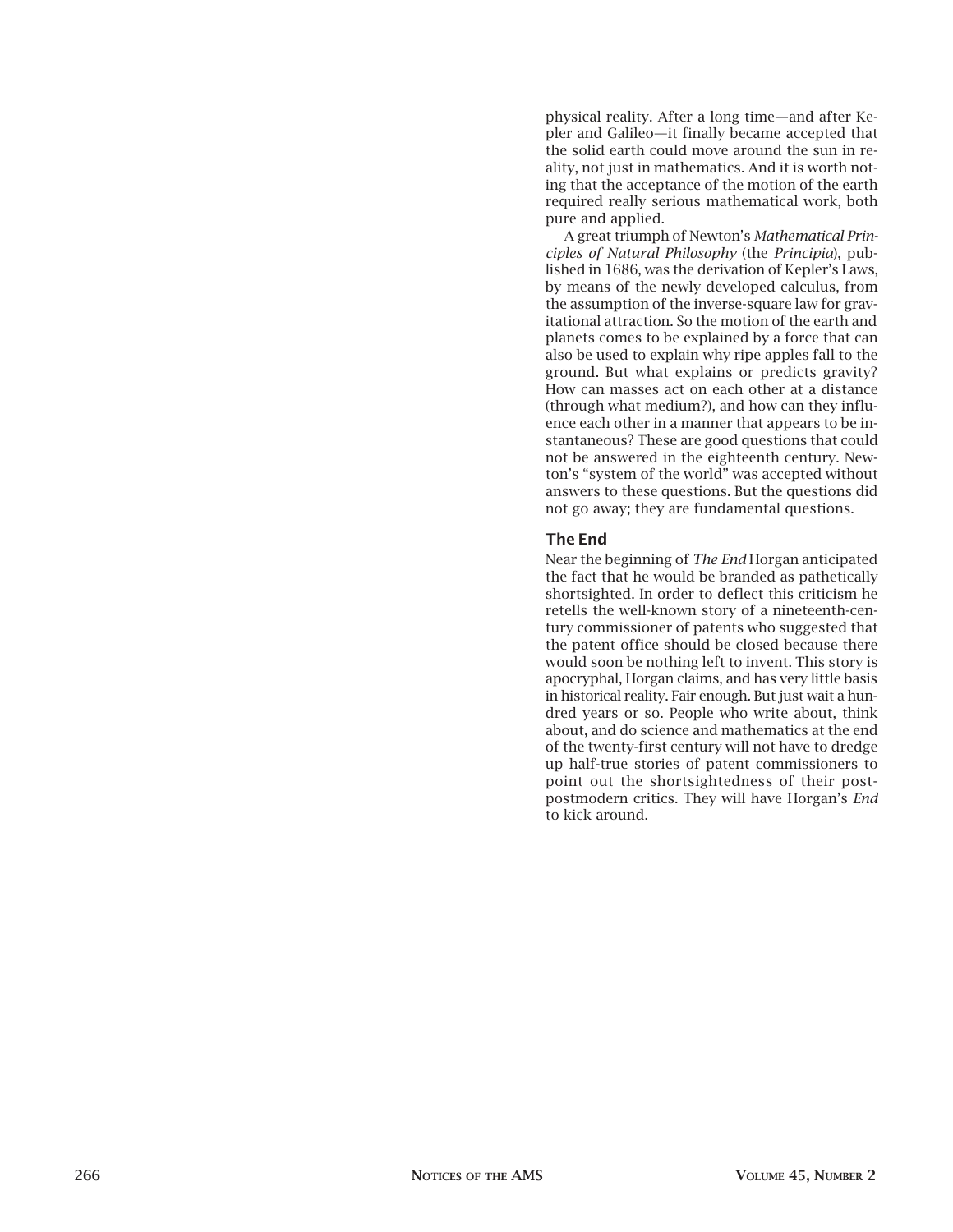physical reality. After a long time—and after Kepler and Galileo—it finally became accepted that the solid earth could move around the sun in reality, not just in mathematics. And it is worth noting that the acceptance of the motion of the earth required really serious mathematical work, both pure and applied.

A great triumph of Newton's *Mathematical Principles of Natural Philosophy* (the *Principia*), published in 1686, was the derivation of Kepler's Laws, by means of the newly developed calculus, from the assumption of the inverse-square law for gravitational attraction. So the motion of the earth and planets comes to be explained by a force that can also be used to explain why ripe apples fall to the ground. But what explains or predicts gravity? How can masses act on each other at a distance (through what medium?), and how can they influence each other in a manner that appears to be instantaneous? These are good questions that could not be answered in the eighteenth century. Newton's "system of the world" was accepted without answers to these questions. But the questions did not go away; they are fundamental questions.

## The End

Near the beginning of *The End* Horgan anticipated the fact that he would be branded as pathetically shortsighted. In order to deflect this criticism he retells the well-known story of a nineteenth-century commissioner of patents who suggested that the patent office should be closed because there would soon be nothing left to invent. This story is apocryphal, Horgan claims, and has very little basis in historical reality. Fair enough. But just wait a hundred years or so. People who write about, think about, and do science and mathematics at the end of the twenty-first century will not have to dredge up half-true stories of patent commissioners to point out the shortsightedness of their post-postmodern critics. They will have Horgan's *End* to kick around.